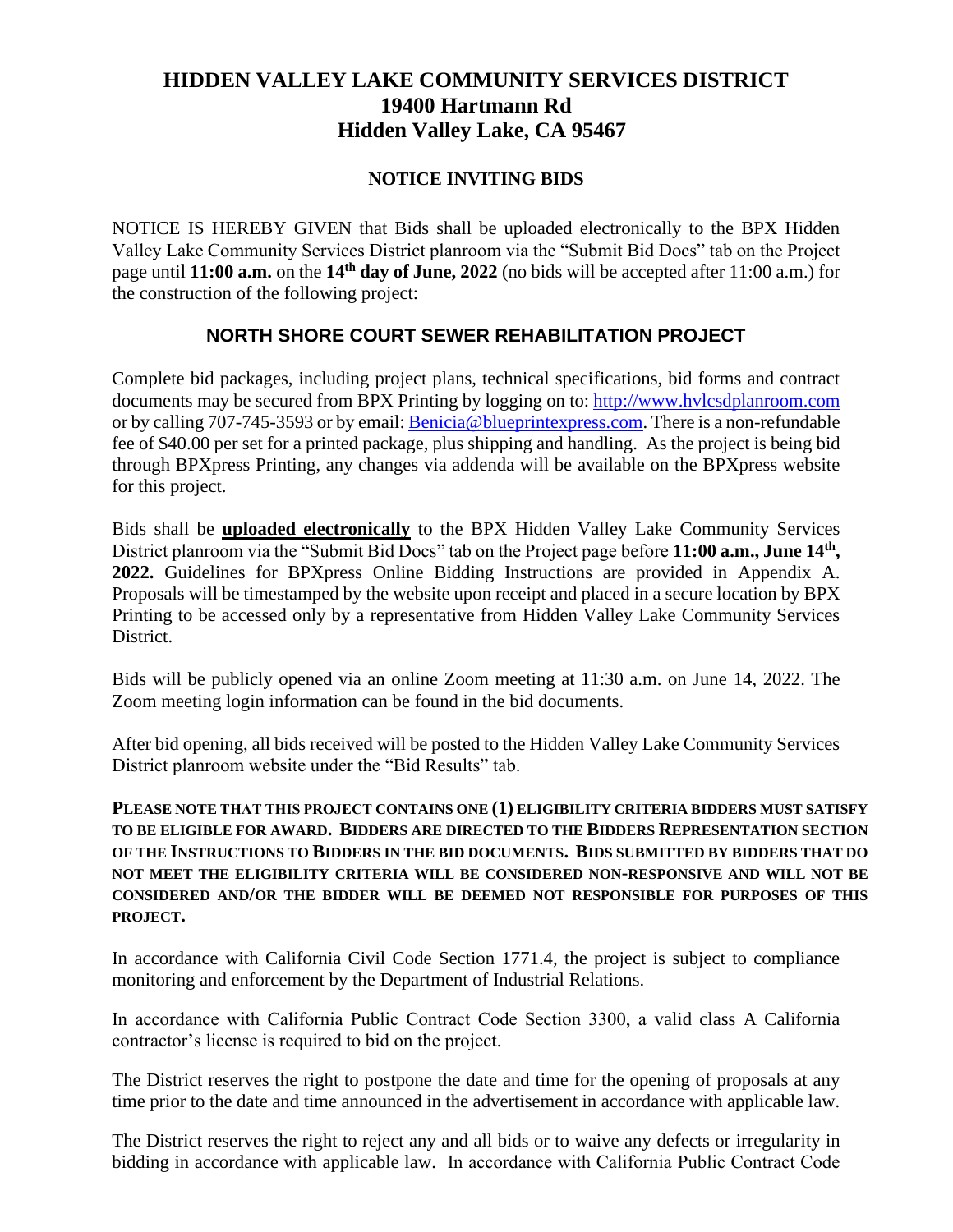# HIDDEN VALLEY LAKE COMMUNITY SERVICES DISTRICT
# 19400 Hartmann Rd
# Hidden Valley Lake, CA 95467

## NOTICE INVITING BIDS

NOTICE IS HEREBY GIVEN that Bids shall be uploaded electronically to the BPX Hidden Valley Lake Community Services District planroom via the "Submit Bid Docs" tab on the Project page until **11:00 a.m.** on the **14th day of June, 2022** (no bids will be accepted after 11:00 a.m.) for the construction of the following project:

## NORTH SHORE COURT SEWER REHABILITATION PROJECT

Complete bid packages, including project plans, technical specifications, bid forms and contract documents may be secured from BPX Printing by logging on to: http://www.hvlcsdplanroom.com or by calling 707-745-3593 or by email: Benicia@blueprintexpress.com. There is a non-refundable fee of $40.00 per set for a printed package, plus shipping and handling. As the project is being bid through BPXpress Printing, any changes via addenda will be available on the BPXpress website for this project.

Bids shall be **uploaded electronically** to the BPX Hidden Valley Lake Community Services District planroom via the "Submit Bid Docs" tab on the Project page before **11:00 a.m., June 14th, 2022.** Guidelines for BPXpress Online Bidding Instructions are provided in Appendix A. Proposals will be timestamped by the website upon receipt and placed in a secure location by BPX Printing to be accessed only by a representative from Hidden Valley Lake Community Services District.

Bids will be publicly opened via an online Zoom meeting at 11:30 a.m. on June 14, 2022. The Zoom meeting login information can be found in the bid documents.

After bid opening, all bids received will be posted to the Hidden Valley Lake Community Services District planroom website under the "Bid Results" tab.

**PLEASE NOTE THAT THIS PROJECT CONTAINS ONE (1) ELIGIBILITY CRITERIA BIDDERS MUST SATISFY TO BE ELIGIBLE FOR AWARD. BIDDERS ARE DIRECTED TO THE BIDDERS REPRESENTATION SECTION OF THE INSTRUCTIONS TO BIDDERS IN THE BID DOCUMENTS. BIDS SUBMITTED BY BIDDERS THAT DO NOT MEET THE ELIGIBILITY CRITERIA WILL BE CONSIDERED NON-RESPONSIVE AND WILL NOT BE CONSIDERED AND/OR THE BIDDER WILL BE DEEMED NOT RESPONSIBLE FOR PURPOSES OF THIS PROJECT.**

In accordance with California Civil Code Section 1771.4, the project is subject to compliance monitoring and enforcement by the Department of Industrial Relations.

In accordance with California Public Contract Code Section 3300, a valid class A California contractor's license is required to bid on the project.

The District reserves the right to postpone the date and time for the opening of proposals at any time prior to the date and time announced in the advertisement in accordance with applicable law.

The District reserves the right to reject any and all bids or to waive any defects or irregularity in bidding in accordance with applicable law. In accordance with California Public Contract Code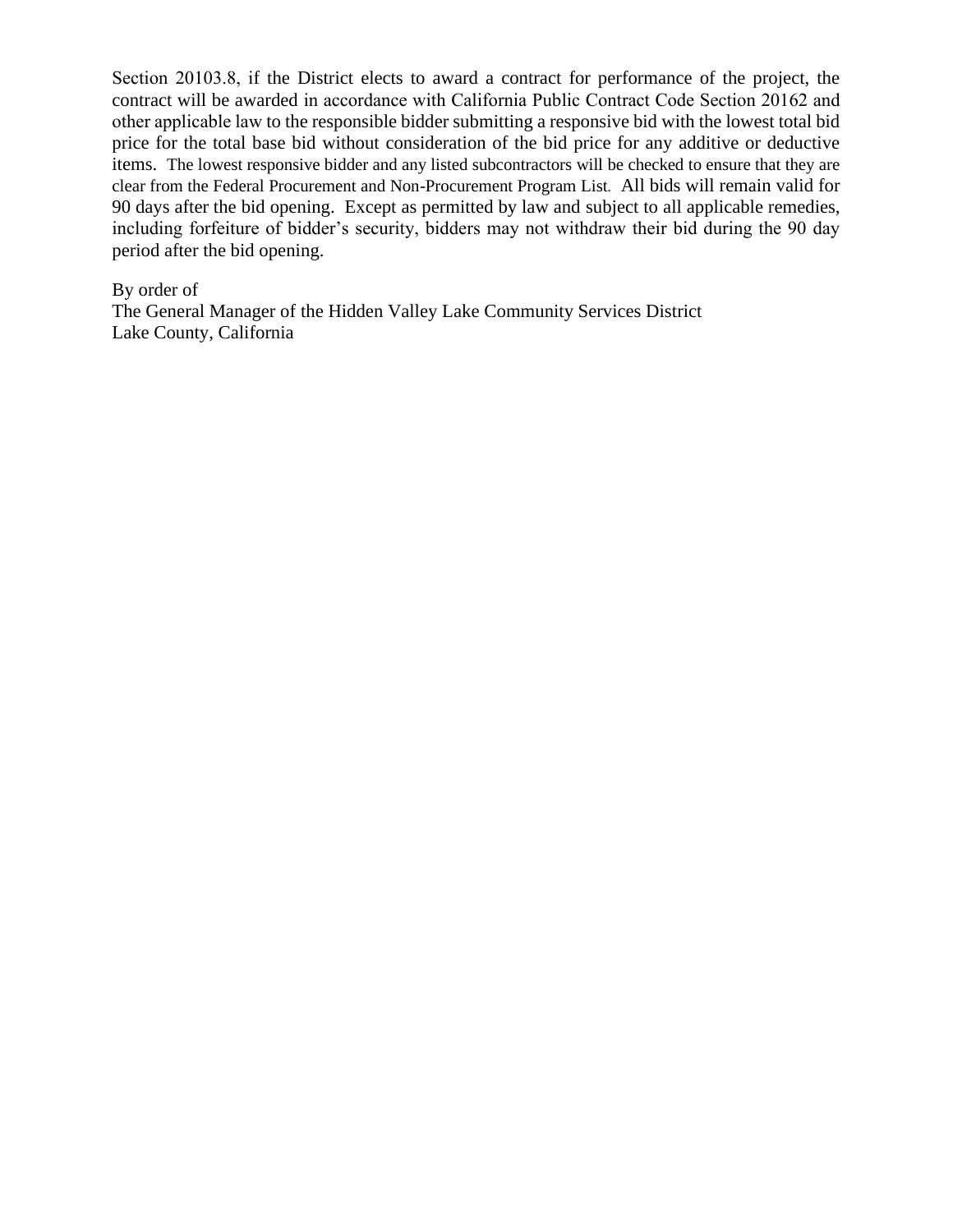Section 20103.8, if the District elects to award a contract for performance of the project, the contract will be awarded in accordance with California Public Contract Code Section 20162 and other applicable law to the responsible bidder submitting a responsive bid with the lowest total bid price for the total base bid without consideration of the bid price for any additive or deductive items. The lowest responsive bidder and any listed subcontractors will be checked to ensure that they are clear from the Federal Procurement and Non-Procurement Program List. All bids will remain valid for 90 days after the bid opening. Except as permitted by law and subject to all applicable remedies, including forfeiture of bidder's security, bidders may not withdraw their bid during the 90 day period after the bid opening.

By order of
The General Manager of the Hidden Valley Lake Community Services District
Lake County, California